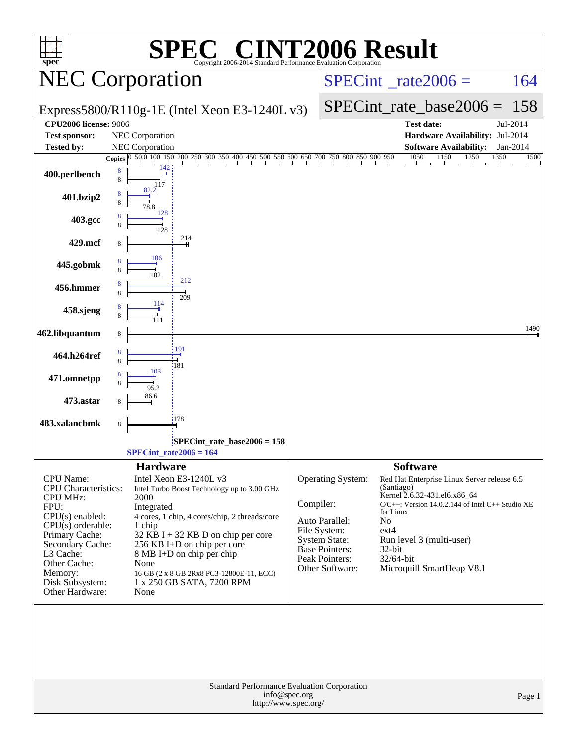# SPEC CINT2006 Result

Copyright 2006-2014 Standard Performance Evaluation Corporation

## NEC Corporation

Express5800/R110g-1E (Intel Xeon E3-1240L v3)

SPECint_rate2006 = 164

SPECint_rate_base2006 = 158

| | | | |
|---|---|---|---|
| **CPU2006 license:** 9006 | | **Test date:** | Jul-2014 |
| **Test sponsor:** | NEC Corporation | **Hardware Availability:** | Jul-2014 |
| **Tested by:** | NEC Corporation | **Software Availability:** | Jan-2014 |

Copies 0 50.0 100 150 200 250 300 350 400 450 500 550 600 650 700 750 800 850 900 950 1050 1150 1250 1350 1500

400.perlbench 8 8 142 117

401.bzip2 8 8 82.2 78.8

403.gcc 8 8 128 128

429.mcf 8 214

445.gobmk 8 8 106 102

456.hmmer 8 8 212 209

458.sjeng 8 8 114 111

462.libquantum 8 1490

464.h264ref 8 8 191 181

471.omnetpp 8 8 103 95.2

473.astar 8 86.6

483.xalancbmk 8 178

SPECint_rate_base2006 = 158

SPECint_rate2006 = 164

### Hardware

| | |
|---|---|
| CPU Name: | Intel Xeon E3-1240L v3 |
| CPU Characteristics: | Intel Turbo Boost Technology up to 3.00 GHz |
| CPU MHz: | 2000 |
| FPU: | Integrated |
| CPU(s) enabled: | 4 cores, 1 chip, 4 cores/chip, 2 threads/core |
| CPU(s) orderable: | 1 chip |
| Primary Cache: | 32 KB I + 32 KB D on chip per core |
| Secondary Cache: | 256 KB I+D on chip per core |
| L3 Cache: | 8 MB I+D on chip per chip |
| Other Cache: | None |
| Memory: | 16 GB (2 x 8 GB 2Rx8 PC3-12800E-11, ECC) |
| Disk Subsystem: | 1 x 250 GB SATA, 7200 RPM |
| Other Hardware: | None |

### Software

| | |
|---|---|
| Operating System: | Red Hat Enterprise Linux Server release 6.5 (Santiago) Kernel 2.6.32-431.el6.x86_64 |
| Compiler: | C/C++: Version 14.0.2.144 of Intel C++ Studio XE for Linux |
| Auto Parallel: | No |
| File System: | ext4 |
| System State: | Run level 3 (multi-user) |
| Base Pointers: | 32-bit |
| Peak Pointers: | 32/64-bit |
| Other Software: | Microquill SmartHeap V8.1 |

Standard Performance Evaluation Corporation
info@spec.org
http://www.spec.org/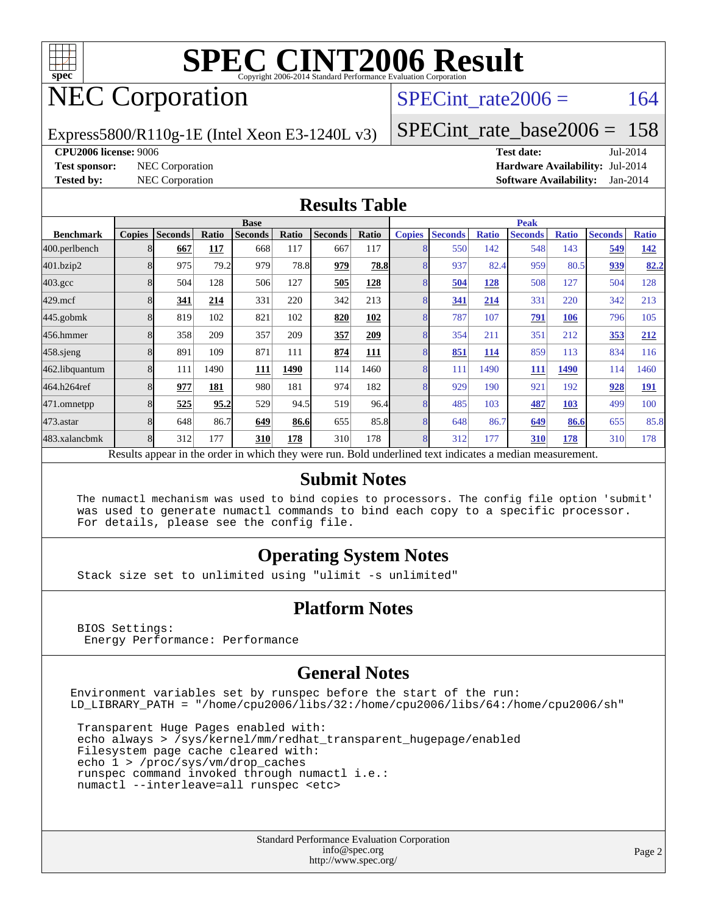# SPEC CINT2006 Result

Copyright 2006-2014 Standard Performance Evaluation Corporation

# NEC Corporation

Express5800/R110g-1E (Intel Xeon E3-1240L v3)

SPECint_rate2006 = 164

SPECint_rate_base2006 = 158

**CPU2006 license:** 9006

**Test sponsor:** NEC Corporation

**Tested by:** NEC Corporation

**Test date:** Jul-2014

**Hardware Availability:** Jul-2014

**Software Availability:** Jan-2014

## Results Table

| | Base | | | | | | | | Peak | | | | | | |
|---|---|---|---|---|---|---|---|---|---|---|---|---|---|---|---|
| **Benchmark** | **Copies** | **Seconds** | **Ratio** | **Seconds** | **Ratio** | **Seconds** | **Ratio** | **Copies** | **Seconds** | **Ratio** | **Seconds** | **Ratio** | **Seconds** | **Ratio** |
| 400.perlbench | 8 | **667** | **117** | 668 | 117 | 667 | 117 | 8 | 550 | 142 | 548 | 143 | **549** | **142** |
| 401.bzip2 | 8 | 975 | 79.2 | 979 | 78.8 | **979** | **78.8** | 8 | 937 | 82.4 | 959 | 80.5 | **939** | **82.2** |
| 403.gcc | 8 | 504 | 128 | 506 | 127 | **505** | **128** | 8 | **504** | **128** | 508 | 127 | 504 | 128 |
| 429.mcf | 8 | **341** | **214** | 331 | 220 | 342 | 213 | 8 | **341** | **214** | 331 | 220 | 342 | 213 |
| 445.gobmk | 8 | 819 | 102 | 821 | 102 | **820** | **102** | 8 | 787 | 107 | **791** | **106** | 796 | 105 |
| 456.hmmer | 8 | 358 | 209 | 357 | 209 | **357** | **209** | 8 | 354 | 211 | 351 | 212 | **353** | **212** |
| 458.sjeng | 8 | 891 | 109 | 871 | 111 | **874** | **111** | 8 | **851** | **114** | 859 | 113 | 834 | 116 |
| 462.libquantum | 8 | 111 | 1490 | **111** | **1490** | 114 | 1460 | 8 | 111 | 1490 | **111** | **1490** | 114 | 1460 |
| 464.h264ref | 8 | **977** | **181** | 980 | 181 | 974 | 182 | 8 | 929 | 190 | 921 | 192 | **928** | **191** |
| 471.omnetpp | 8 | **525** | **95.2** | 529 | 94.5 | 519 | 96.4 | 8 | 485 | 103 | **487** | **103** | 499 | 100 |
| 473.astar | 8 | 648 | 86.7 | **649** | **86.6** | 655 | 85.8 | 8 | 648 | 86.7 | **649** | **86.6** | 655 | 85.8 |
| 483.xalancbmk | 8 | 312 | 177 | **310** | **178** | 310 | 178 | 8 | 312 | 177 | **310** | **178** | 310 | 178 |

Results appear in the order in which they were run. Bold underlined text indicates a median measurement.

## Submit Notes

```
The numactl mechanism was used to bind copies to processors. The config file option 'submit'
was used to generate numactl commands to bind each copy to a specific processor.
For details, please see the config file.
```

## Operating System Notes

```
Stack size set to unlimited using "ulimit -s unlimited"
```

## Platform Notes

```
BIOS Settings:
 Energy Performance: Performance
```

## General Notes

```
Environment variables set by runspec before the start of the run:
LD_LIBRARY_PATH = "/home/cpu2006/libs/32:/home/cpu2006/libs/64:/home/cpu2006/sh"

 Transparent Huge Pages enabled with:
 echo always > /sys/kernel/mm/redhat_transparent_hugepage/enabled
 Filesystem page cache cleared with:
 echo 1 > /proc/sys/vm/drop_caches
 runspec command invoked through numactl i.e.:
 numactl --interleave=all runspec <etc>
```

Standard Performance Evaluation Corporation
info@spec.org
http://www.spec.org/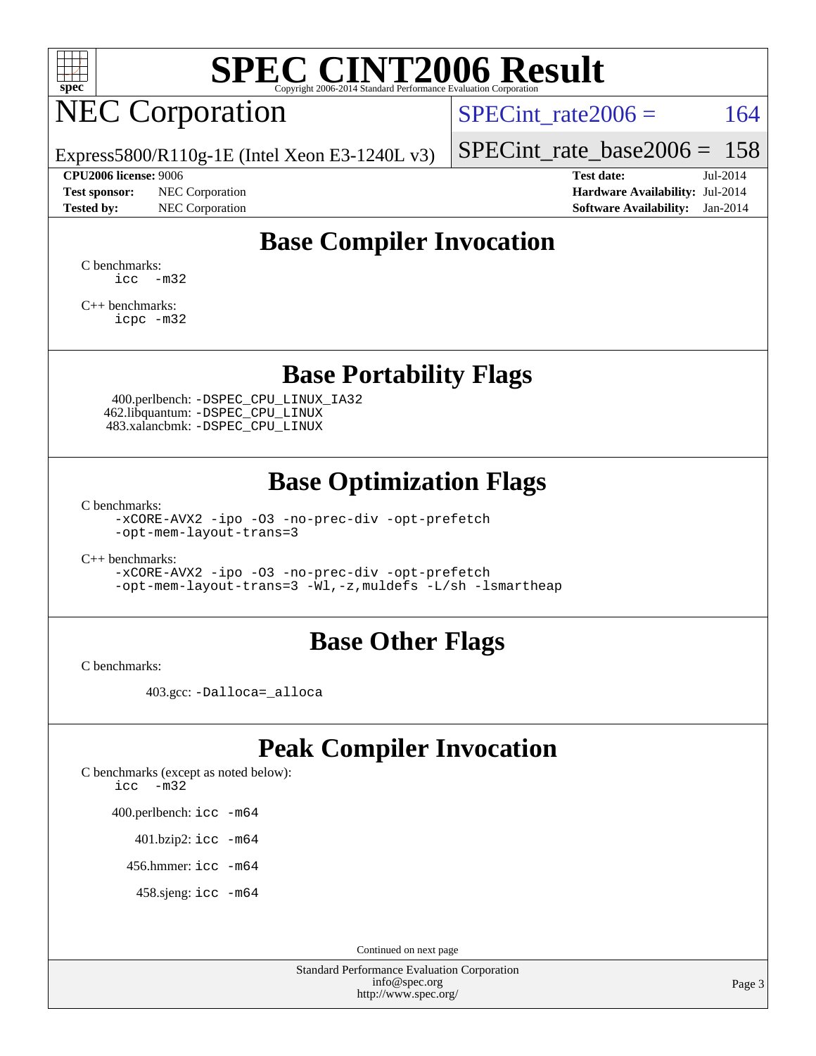# SPEC CINT2006 Result

Copyright 2006-2014 Standard Performance Evaluation Corporation

## NEC Corporation

Express5800/R110g-1E (Intel Xeon E3-1240L v3)

SPECint_rate2006 = 164

SPECint_rate_base2006 = 158

**CPU2006 license:** 9006
**Test sponsor:** NEC Corporation
**Tested by:** NEC Corporation

**Test date:** Jul-2014
**Hardware Availability:** Jul-2014
**Software Availability:** Jan-2014

## Base Compiler Invocation

C benchmarks:
```
icc  -m32
```

C++ benchmarks:
```
icpc -m32
```

## Base Portability Flags

400.perlbench: `-DSPEC_CPU_LINUX_IA32`
462.libquantum: `-DSPEC_CPU_LINUX`
483.xalancbmk: `-DSPEC_CPU_LINUX`

## Base Optimization Flags

C benchmarks:
```
-xCORE-AVX2 -ipo -O3 -no-prec-div -opt-prefetch
-opt-mem-layout-trans=3
```

C++ benchmarks:
```
-xCORE-AVX2 -ipo -O3 -no-prec-div -opt-prefetch
-opt-mem-layout-trans=3 -Wl,-z,muldefs -L/sh -lsmartheap
```

## Base Other Flags

C benchmarks:

403.gcc: `-Dalloca=_alloca`

## Peak Compiler Invocation

C benchmarks (except as noted below):
```
icc  -m32
```

400.perlbench: `icc -m64`

401.bzip2: `icc -m64`

456.hmmer: `icc -m64`

458.sjeng: `icc -m64`

Continued on next page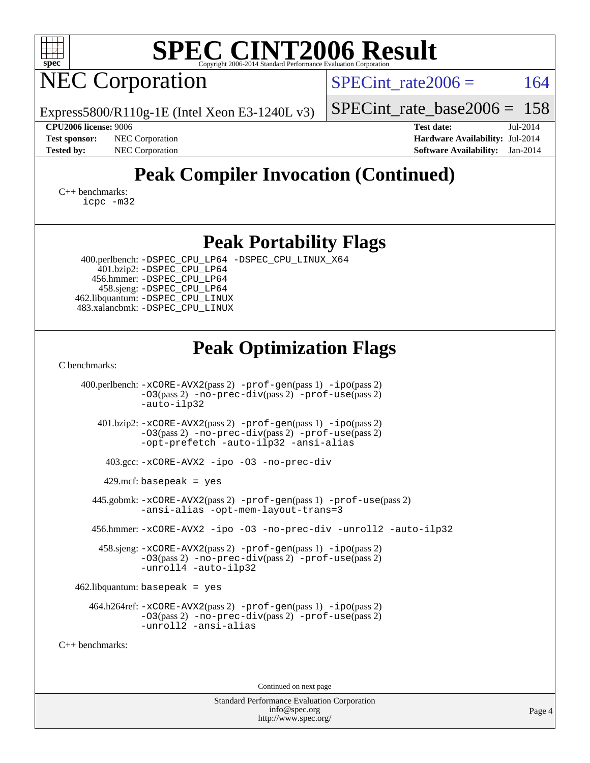# SPEC CINT2006 Result

Copyright 2006-2014 Standard Performance Evaluation Corporation

# NEC Corporation

Express5800/R110g-1E (Intel Xeon E3-1240L v3)

SPECint_rate2006 = 164

SPECint_rate_base2006 = 158

**CPU2006 license:** 9006
**Test sponsor:** NEC Corporation
**Tested by:** NEC Corporation

**Test date:** Jul-2014
**Hardware Availability:** Jul-2014
**Software Availability:** Jan-2014

## Peak Compiler Invocation (Continued)

C++ benchmarks:
`icpc -m32`

## Peak Portability Flags

400.perlbench: `-DSPEC_CPU_LP64 -DSPEC_CPU_LINUX_X64`
401.bzip2: `-DSPEC_CPU_LP64`
456.hmmer: `-DSPEC_CPU_LP64`
458.sjeng: `-DSPEC_CPU_LP64`
462.libquantum: `-DSPEC_CPU_LINUX`
483.xalancbmk: `-DSPEC_CPU_LINUX`

## Peak Optimization Flags

C benchmarks:

400.perlbench: `-xCORE-AVX2`(pass 2) `-prof-gen`(pass 1) `-ipo`(pass 2) `-O3`(pass 2) `-no-prec-div`(pass 2) `-prof-use`(pass 2) `-auto-ilp32`

401.bzip2: `-xCORE-AVX2`(pass 2) `-prof-gen`(pass 1) `-ipo`(pass 2) `-O3`(pass 2) `-no-prec-div`(pass 2) `-prof-use`(pass 2) `-opt-prefetch -auto-ilp32 -ansi-alias`

403.gcc: `-xCORE-AVX2 -ipo -O3 -no-prec-div`

429.mcf: `basepeak = yes`

445.gobmk: `-xCORE-AVX2`(pass 2) `-prof-gen`(pass 1) `-prof-use`(pass 2) `-ansi-alias -opt-mem-layout-trans=3`

456.hmmer: `-xCORE-AVX2 -ipo -O3 -no-prec-div -unroll2 -auto-ilp32`

458.sjeng: `-xCORE-AVX2`(pass 2) `-prof-gen`(pass 1) `-ipo`(pass 2) `-O3`(pass 2) `-no-prec-div`(pass 2) `-prof-use`(pass 2) `-unroll4 -auto-ilp32`

462.libquantum: `basepeak = yes`

464.h264ref: `-xCORE-AVX2`(pass 2) `-prof-gen`(pass 1) `-ipo`(pass 2) `-O3`(pass 2) `-no-prec-div`(pass 2) `-prof-use`(pass 2) `-unroll2 -ansi-alias`

C++ benchmarks:

Continued on next page

Standard Performance Evaluation Corporation
info@spec.org
http://www.spec.org/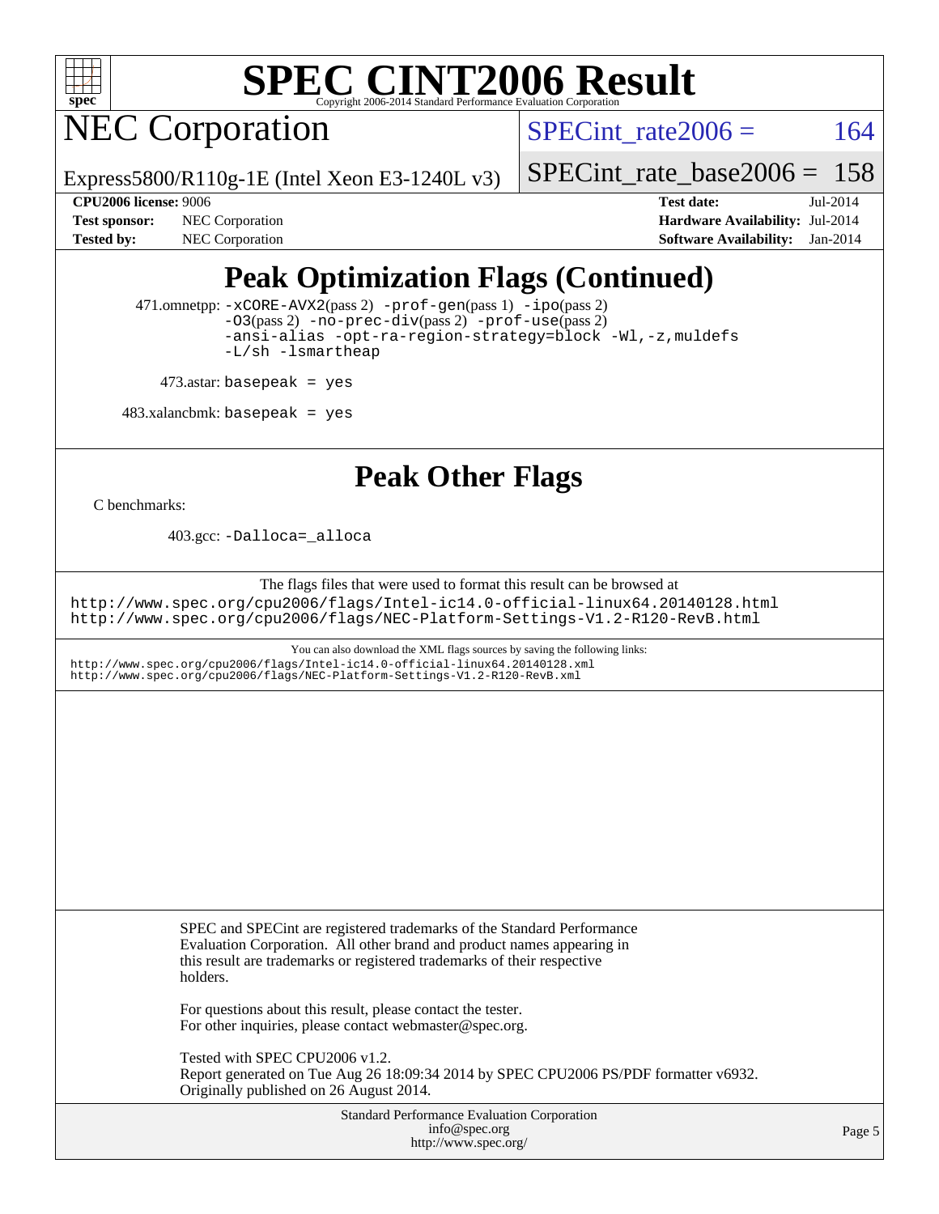# SPEC CINT2006 Result

Copyright 2006-2014 Standard Performance Evaluation Corporation

# NEC Corporation

Express5800/R110g-1E (Intel Xeon E3-1240L v3)

SPECint_rate2006 = 164

SPECint_rate_base2006 = 158

**CPU2006 license:** 9006
**Test sponsor:** NEC Corporation
**Tested by:** NEC Corporation

**Test date:** Jul-2014
**Hardware Availability:** Jul-2014
**Software Availability:** Jan-2014

## Peak Optimization Flags (Continued)

471.omnetpp: `-xCORE-AVX2`(pass 2) `-prof-gen`(pass 1) `-ipo`(pass 2) `-O3`(pass 2) `-no-prec-div`(pass 2) `-prof-use`(pass 2) `-ansi-alias` `-opt-ra-region-strategy=block` `-Wl,-z,muldefs` `-L/sh -lsmartheap`

473.astar: `basepeak = yes`

483.xalancbmk: `basepeak = yes`

## Peak Other Flags

C benchmarks:

403.gcc: `-Dalloca=_alloca`

The flags files that were used to format this result can be browsed at
http://www.spec.org/cpu2006/flags/Intel-ic14.0-official-linux64.20140128.html
http://www.spec.org/cpu2006/flags/NEC-Platform-Settings-V1.2-R120-RevB.html

You can also download the XML flags sources by saving the following links:
http://www.spec.org/cpu2006/flags/Intel-ic14.0-official-linux64.20140128.xml
http://www.spec.org/cpu2006/flags/NEC-Platform-Settings-V1.2-R120-RevB.xml

SPEC and SPECint are registered trademarks of the Standard Performance Evaluation Corporation. All other brand and product names appearing in this result are trademarks or registered trademarks of their respective holders.

For questions about this result, please contact the tester.
For other inquiries, please contact webmaster@spec.org.

Tested with SPEC CPU2006 v1.2.
Report generated on Tue Aug 26 18:09:34 2014 by SPEC CPU2006 PS/PDF formatter v6932.
Originally published on 26 August 2014.

Standard Performance Evaluation Corporation
info@spec.org
http://www.spec.org/